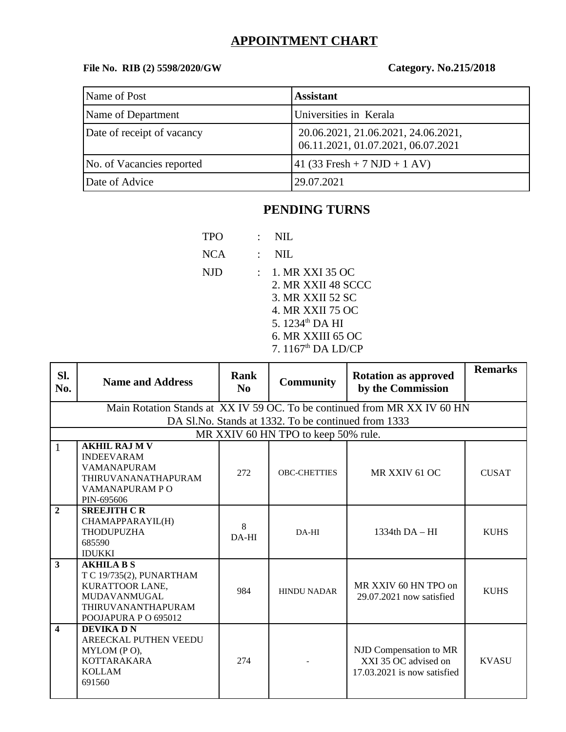# APPOINTMENT CHART

**File No. RIB (2) 5598/2020/GW** **Category. No.215/2018**

| Name of Post | **Assistant** |
|---|---|
| Name of Department | Universities in Kerala |
| Date of receipt of vacancy | 20.06.2021, 21.06.2021, 24.06.2021, 06.11.2021, 01.07.2021, 06.07.2021 |
| No. of Vacancies reported | 41 (33 Fresh + 7 NJD + 1 AV) |
| Date of Advice | 29.07.2021 |

## PENDING TURNS

TPO : NIL

NCA : NIL

NJD :
1. MR XXI 35 OC
2. MR XXII 48 SCCC
3. MR XXII 52 SC
4. MR XXII 75 OC
5. 1234th DA HI
6. MR XXIII 65 OC
7. 1167th DA LD/CP

| Sl. No. | Name and Address | Rank No | Community | Rotation as approved by the Commission | Remarks |
|---|---|---|---|---|---|
| Main Rotation Stands at XX IV 59 OC. To be continued from MR XX IV 60 HN DA Sl.No. Stands at 1332. To be continued from 1333 | | | | | |
| MR XXIV 60 HN TPO to keep 50% rule. | | | | | |
| 1 | **AKHIL RAJ M V** INDEEVARAM VAMANAPURAM THIRUVANANATHAPURAM VAMANAPURAM P O PIN-695606 | 272 | OBC-CHETTIES | MR XXIV 61 OC | CUSAT |
| 2 | **SREEJITH C R** CHAMAPPARAYIL(H) THODUPUZHA 685590 IDUKKI | 8 DA-HI | DA-HI | 1334th DA – HI | KUHS |
| 3 | **AKHILA B S** T C 19/735(2), PUNARTHAM KURATTOOR LANE, MUDAVANMUGAL THIRUVANANTHAPURAM POOJAPURA P O 695012 | 984 | HINDU NADAR | MR XXIV 60 HN TPO on 29.07.2021 now satisfied | KUHS |
| 4 | **DEVIKA D N** AREECKAL PUTHEN VEEDU MYLOM (P O), KOTTARAKARA KOLLAM 691560 | 274 | - | NJD Compensation to MR XXI 35 OC advised on 17.03.2021 is now satisfied | KVASU |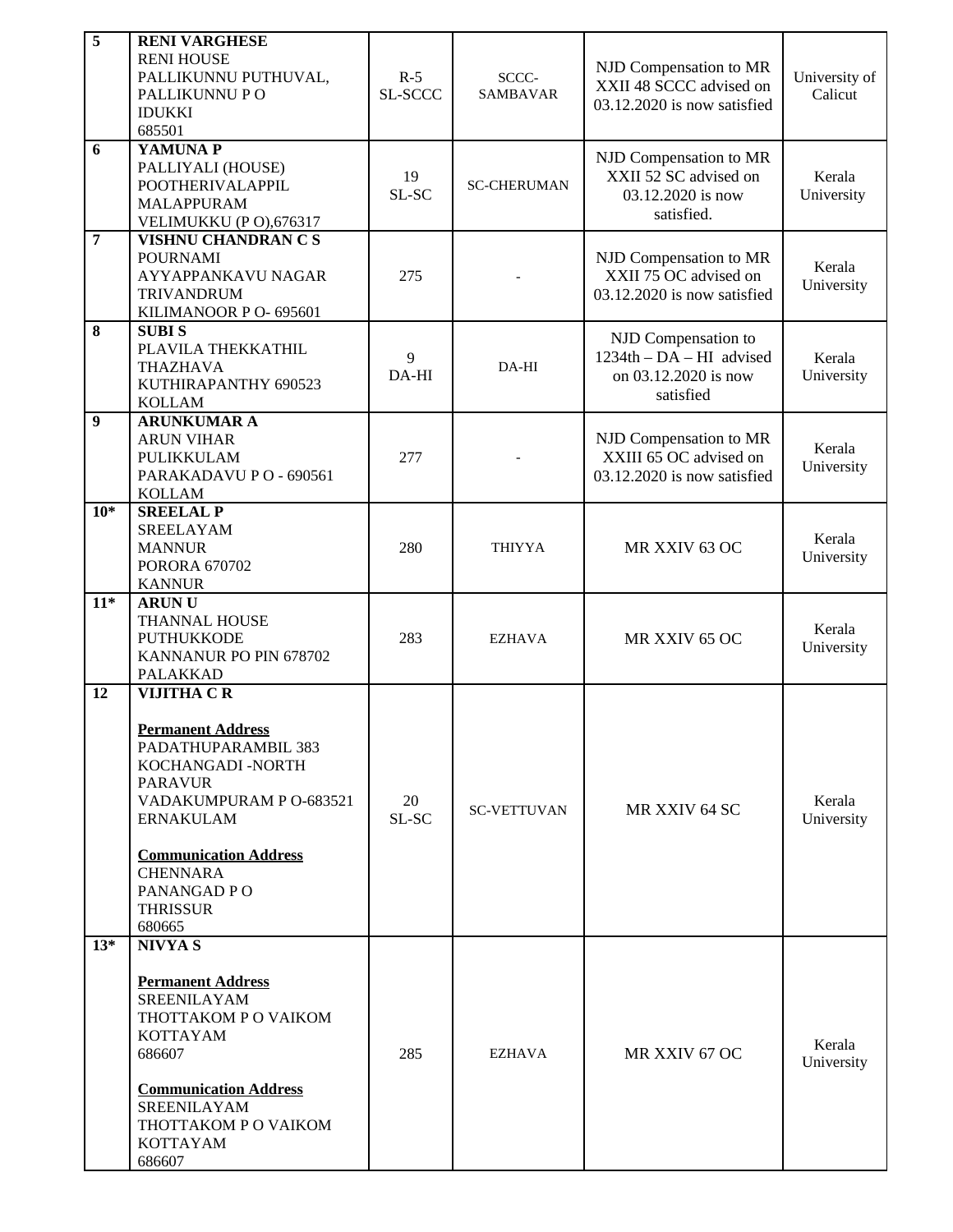| 5 | **RENI VARGHESE**<br>RENI HOUSE<br>PALLIKUNNU PUTHUVAL,<br>PALLIKUNNU P O<br>IDUKKI<br>685501 | R-5<br>SL-SCCC | SCCC-<br>SAMBAVAR | NJD Compensation to MR XXII 48 SCCC advised on 03.12.2020 is now satisfied | University of Calicut |
|---|---|---|---|---|---|
| 6 | **YAMUNA P**<br>PALLIYALI (HOUSE)<br>POOTHERIVALAPPIL<br>MALAPPURAM<br>VELIMUKKU (P O),676317 | 19<br>SL-SC | SC-CHERUMAN | NJD Compensation to MR XXII 52 SC advised on 03.12.2020 is now satisfied. | Kerala University |
| 7 | **VISHNU CHANDRAN C S**<br>POURNAMI<br>AYYAPPANKAVU NAGAR<br>TRIVANDRUM<br>KILIMANOOR P O- 695601 | 275 | - | NJD Compensation to MR XXII 75 OC advised on 03.12.2020 is now satisfied | Kerala University |
| 8 | **SUBI S**<br>PLAVILA THEKKATHIL<br>THAZHAVA<br>KUTHIRAPANTHY 690523<br>KOLLAM | 9<br>DA-HI | DA-HI | NJD Compensation to 1234th – DA – HI advised on 03.12.2020 is now satisfied | Kerala University |
| 9 | **ARUNKUMAR A**<br>ARUN VIHAR<br>PULIKKULAM<br>PARAKADAVU P O - 690561<br>KOLLAM | 277 | - | NJD Compensation to MR XXIII 65 OC advised on 03.12.2020 is now satisfied | Kerala University |
| 10* | **SREELAL P**<br>SREELAYAM<br>MANNUR<br>PORORA 670702<br>KANNUR | 280 | THIYYA | MR XXIV 63 OC | Kerala University |
| 11* | **ARUN U**<br>THANNAL HOUSE<br>PUTHUKKODE<br>KANNANUR PO PIN 678702<br>PALAKKAD | 283 | EZHAVA | MR XXIV 65 OC | Kerala University |
| 12 | **VIJITHA C R**<br><br>**Permanent Address**<br>PADATHUPARAMBIL 383<br>KOCHANGADI -NORTH<br>PARAVUR<br>VADAKUMPURAM P O-683521<br>ERNAKULAM<br><br>**Communication Address**<br>CHENNARA<br>PANANGAD P O<br>THRISSUR<br>680665 | 20<br>SL-SC | SC-VETTUVAN | MR XXIV 64 SC | Kerala University |
| 13* | **NIVYA S**<br><br>**Permanent Address**<br>SREENILAYAM<br>THOTTAKOM P O VAIKOM<br>KOTTAYAM<br>686607<br><br>**Communication Address**<br>SREENILAYAM<br>THOTTAKOM P O VAIKOM<br>KOTTAYAM<br>686607 | 285 | EZHAVA | MR XXIV 67 OC | Kerala University |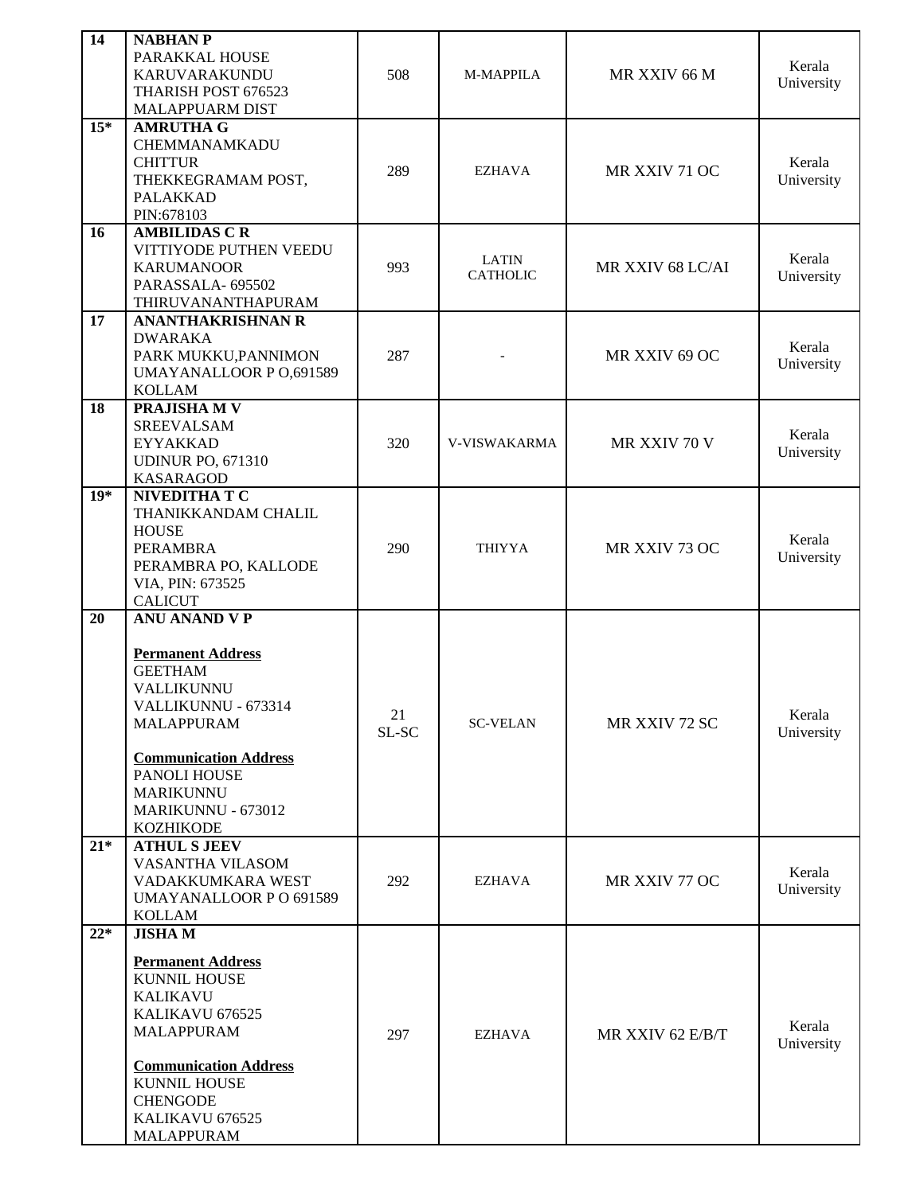| 14 | **NABHAN P**<br>PARAKKAL HOUSE<br>KARUVARAKUNDU<br>THARISH POST 676523<br>MALAPPUARM DIST | 508 | M-MAPPILA | MR XXIV 66 M | Kerala University |
|---|---|---|---|---|---|
| 15* | **AMRUTHA G**<br>CHEMMANAMKADU<br>CHITTUR<br>THEKKEGRAMAM POST,<br>PALAKKAD<br>PIN:678103 | 289 | EZHAVA | MR XXIV 71 OC | Kerala University |
| 16 | **AMBILIDAS C R**<br>VITTIYODE PUTHEN VEEDU<br>KARUMANOOR<br>PARASSALA- 695502<br>THIRUVANANTHAPURAM | 993 | LATIN CATHOLIC | MR XXIV 68 LC/AI | Kerala University |
| 17 | **ANANTHAKRISHNAN R**<br>DWARAKA<br>PARK MUKKU,PANNIMON<br>UMAYANALLOOR P O,691589<br>KOLLAM | 287 | - | MR XXIV 69 OC | Kerala University |
| 18 | **PRAJISHA M V**<br>SREEVALSAM<br>EYYAKKAD<br>UDINUR PO, 671310<br>KASARAGOD | 320 | V-VISWAKARMA | MR XXIV 70 V | Kerala University |
| 19* | **NIVEDITHA T C**<br>THANIKKANDAM CHALIL HOUSE<br>PERAMBRA<br>PERAMBRA PO, KALLODE VIA, PIN: 673525<br>CALICUT | 290 | THIYYA | MR XXIV 73 OC | Kerala University |
| 20 | **ANU ANAND V P**<br><br>**Permanent Address**<br>GEETHAM<br>VALLIKUNNU<br>VALLIKUNNU - 673314<br>MALAPPURAM<br><br>**Communication Address**<br>PANOLI HOUSE<br>MARIKUNNU<br>MARIKUNNU - 673012<br>KOZHIKODE | 21<br>SL-SC | SC-VELAN | MR XXIV 72 SC | Kerala University |
| 21* | **ATHUL S JEEV**<br>VASANTHA VILASOM<br>VADAKKUMKARA WEST<br>UMAYANALLOOR P O 691589<br>KOLLAM | 292 | EZHAVA | MR XXIV 77 OC | Kerala University |
| 22* | **JISHA M**<br><br>**Permanent Address**<br>KUNNIL HOUSE<br>KALIKAVU<br>KALIKAVU 676525<br>MALAPPURAM<br><br>**Communication Address**<br>KUNNIL HOUSE<br>CHENGODE<br>KALIKAVU 676525<br>MALAPPURAM | 297 | EZHAVA | MR XXIV 62 E/B/T | Kerala University |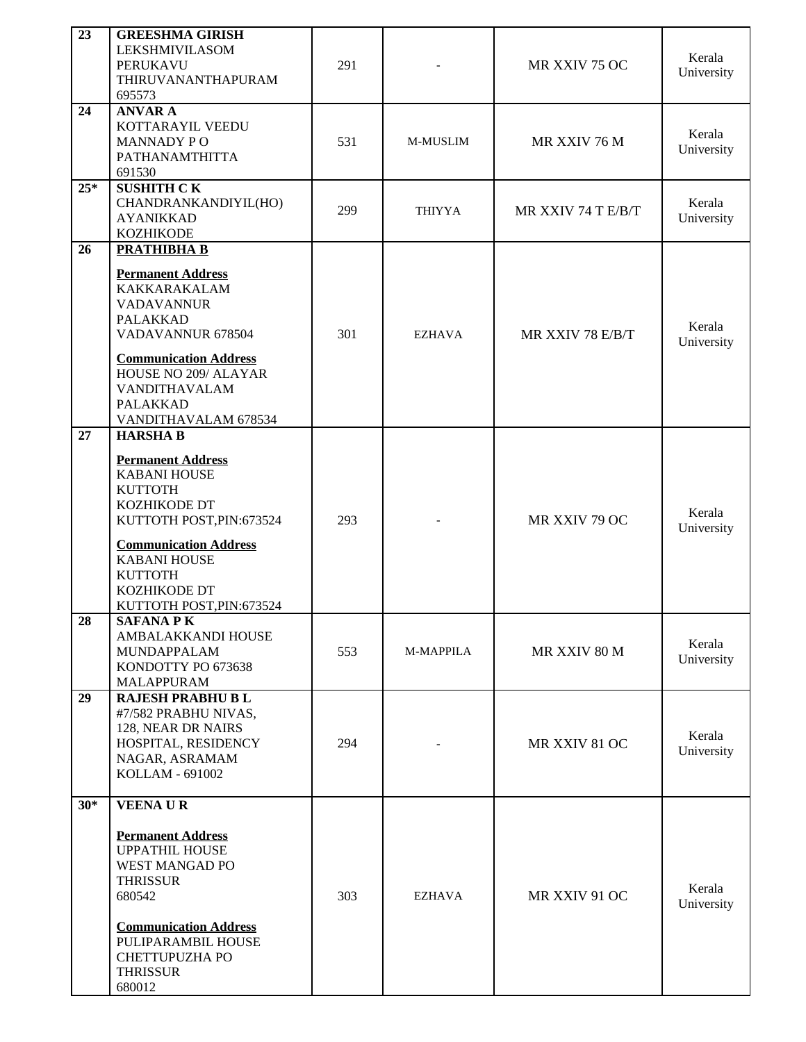| 23 | **GREESHMA GIRISH**<br>LEKSHMIVILASOM<br>PERUKAVU<br>THIRUVANANTHAPURAM<br>695573 | 291 | - | MR XXIV 75 OC | Kerala University |
|---|---|---|---|---|---|
| 24 | **ANVAR A**<br>KOTTARAYIL VEEDU<br>MANNADY P O<br>PATHANAMTHITTA<br>691530 | 531 | M-MUSLIM | MR XXIV 76 M | Kerala University |
| 25* | **SUSHITH C K**<br>CHANDRANKANDIYIL(HO)<br>AYANIKKAD<br>KOZHIKODE | 299 | THIYYA | MR XXIV 74 T E/B/T | Kerala University |
| 26 | **PRATHIBHA B**<br><br>**Permanent Address**<br>KAKKARAKALAM<br>VADAVANNUR<br>PALAKKAD<br>VADAVANNUR 678504<br><br>**Communication Address**<br>HOUSE NO 209/ ALAYAR<br>VANDITHAVALAM<br>PALAKKAD<br>VANDITHAVALAM 678534 | 301 | EZHAVA | MR XXIV 78 E/B/T | Kerala University |
| 27 | **HARSHA B**<br><br>**Permanent Address**<br>KABANI HOUSE<br>KUTTOTH<br>KOZHIKODE DT<br>KUTTOTH POST,PIN:673524<br><br>**Communication Address**<br>KABANI HOUSE<br>KUTTOTH<br>KOZHIKODE DT<br>KUTTOTH POST,PIN:673524 | 293 | - | MR XXIV 79 OC | Kerala University |
| 28 | **SAFANA P K**<br>AMBALAKKANDI HOUSE<br>MUNDAPPALAM<br>KONDOTTY PO 673638<br>MALAPPURAM | 553 | M-MAPPILA | MR XXIV 80 M | Kerala University |
| 29 | **RAJESH PRABHU B L**<br>#7/582 PRABHU NIVAS,<br>128, NEAR DR NAIRS<br>HOSPITAL, RESIDENCY<br>NAGAR, ASRAMAM<br>KOLLAM - 691002 | 294 | - | MR XXIV 81 OC | Kerala University |
| 30* | **VEENA U R**<br><br>**Permanent Address**<br>UPPATHIL HOUSE<br>WEST MANGAD PO<br>THRISSUR<br>680542<br><br>**Communication Address**<br>PULIPARAMBIL HOUSE<br>CHETTUPUZHA PO<br>THRISSUR<br>680012 | 303 | EZHAVA | MR XXIV 91 OC | Kerala University |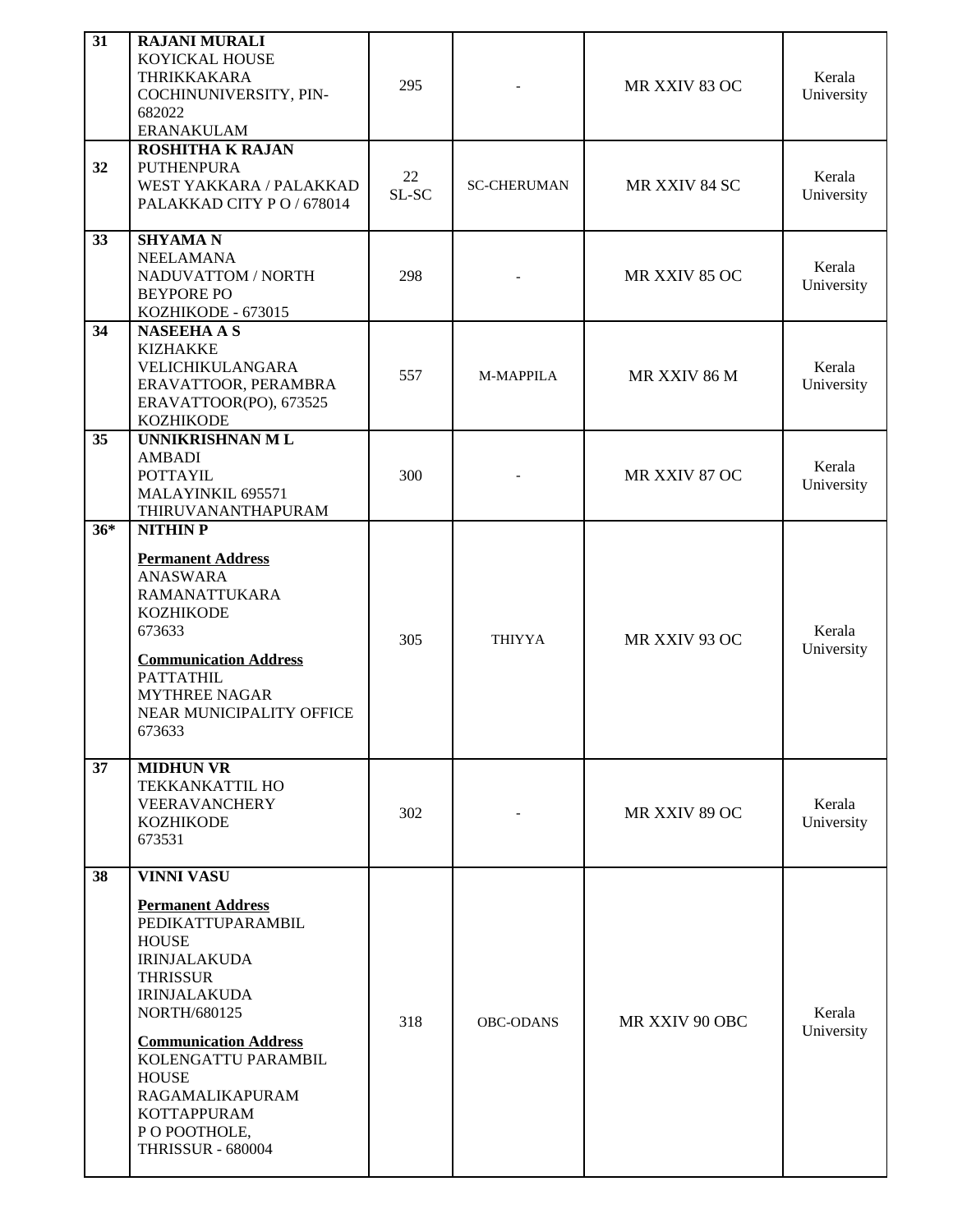| 31 | **RAJANI MURALI**<br>KOYICKAL HOUSE<br>THRIKKAKARA<br>COCHINUNIVERSITY, PIN-682022<br>ERANAKULAM | 295 | - | MR XXIV 83 OC | Kerala University |
|---|---|---|---|---|---|
| 32 | **ROSHITHA K RAJAN**<br>PUTHENPURA<br>WEST YAKKARA / PALAKKAD<br>PALAKKAD CITY P O / 678014 | 22<br>SL-SC | SC-CHERUMAN | MR XXIV 84 SC | Kerala University |
| 33 | **SHYAMA N**<br>NEELAMANA<br>NADUVATTOM / NORTH<br>BEYPORE PO<br>KOZHIKODE - 673015 | 298 | - | MR XXIV 85 OC | Kerala University |
| 34 | **NASEEHA A S**<br>KIZHAKKE<br>VELICHIKULANGARA<br>ERAVATTOOR, PERAMBRA<br>ERAVATTOOR(PO), 673525<br>KOZHIKODE | 557 | M-MAPPILA | MR XXIV 86 M | Kerala University |
| 35 | **UNNIKRISHNAN M L**<br>AMBADI<br>POTTAYIL<br>MALAYINKIL 695571<br>THIRUVANANTHAPURAM | 300 | - | MR XXIV 87 OC | Kerala University |
| 36* | **NITHIN P**<br><br>**Permanent Address**<br>ANASWARA<br>RAMANATTUKARA<br>KOZHIKODE<br>673633<br><br>**Communication Address**<br>PATTATHIL<br>MYTHREE NAGAR<br>NEAR MUNICIPALITY OFFICE<br>673633 | 305 | THIYYA | MR XXIV 93 OC | Kerala University |
| 37 | **MIDHUN VR**<br>TEKKANKATTIL HO<br>VEERAVANCHERY<br>KOZHIKODE<br>673531 | 302 | - | MR XXIV 89 OC | Kerala University |
| 38 | **VINNI VASU**<br><br>**Permanent Address**<br>PEDIKATTUPARAMBIL<br>HOUSE<br>IRINJALAKUDA<br>THRISSUR<br>IRINJALAKUDA<br>NORTH/680125<br><br>**Communication Address**<br>KOLENGATTU PARAMBIL<br>HOUSE<br>RAGAMALIKAPURAM<br>KOTTAPPURAM<br>P O POOTHOLE,<br>THRISSUR - 680004 | 318 | OBC-ODANS | MR XXIV 90 OBC | Kerala University |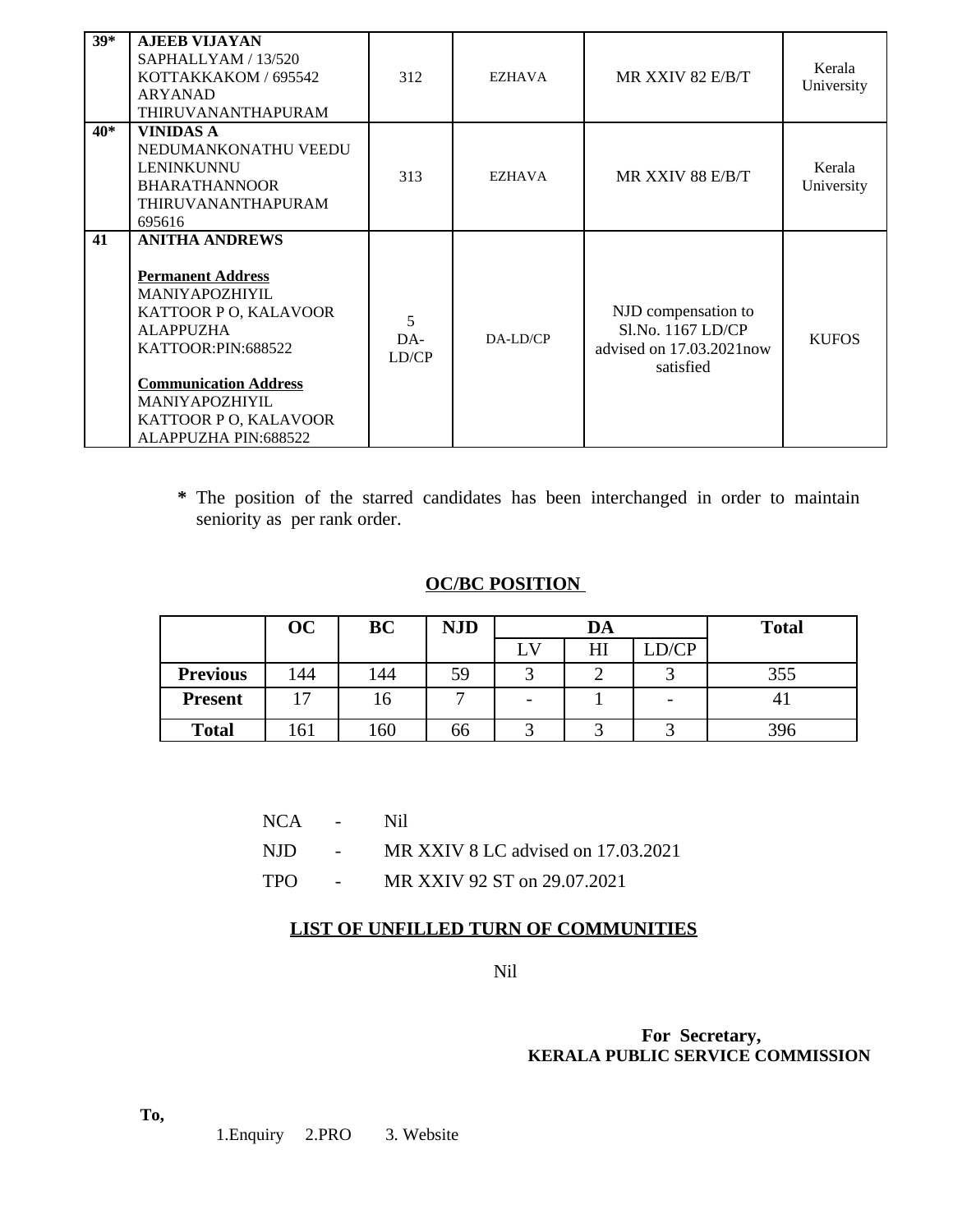| | | | | | |
|---|---|---|---|---|---|
| 39* | **AJEEB VIJAYAN**<br>SAPHALLYAM / 13/520<br>KOTTAKKAKOM / 695542<br>ARYANAD<br>THIRUVANANTHAPURAM | 312 | EZHAVA | MR XXIV 82 E/B/T | Kerala University |
| 40* | **VINIDAS A**<br>NEDUMANKONATHU VEEDU<br>LENINKUNNU<br>BHARATHANNOOR<br>THIRUVANANTHAPURAM<br>695616 | 313 | EZHAVA | MR XXIV 88 E/B/T | Kerala University |
| 41 | **ANITHA ANDREWS**<br><br>**Permanent Address**<br>MANIYAPOZHIYIL<br>KATTOOR P O, KALAVOOR<br>ALAPPUZHA<br>KATTOOR:PIN:688522<br><br>**Communication Address**<br>MANIYAPOZHIYIL<br>KATTOOR P O, KALAVOOR<br>ALAPPUZHA PIN:688522 | 5<br>DA-<br>LD/CP | DA-LD/CP | NJD compensation to Sl.No. 1167 LD/CP advised on 17.03.2021now satisfied | KUFOS |

**\*** The position of the starred candidates has been interchanged in order to maintain seniority as per rank order.

**OC/BC POSITION**

| | OC | BC | NJD | DA | | | Total |
|---|---|---|---|---|---|---|---|
| | | | | LV | HI | LD/CP | |
| **Previous** | 144 | 144 | 59 | 3 | 2 | 3 | 355 |
| **Present** | 17 | 16 | 7 | - | 1 | - | 41 |
| **Total** | 161 | 160 | 66 | 3 | 3 | 3 | 396 |

NCA - Nil

NJD - MR XXIV 8 LC advised on 17.03.2021

TPO - MR XXIV 92 ST on 29.07.2021

**LIST OF UNFILLED TURN OF COMMUNITIES**

Nil

**For Secretary,**
**KERALA PUBLIC SERVICE COMMISSION**

**To,**

1.Enquiry 2.PRO 3. Website